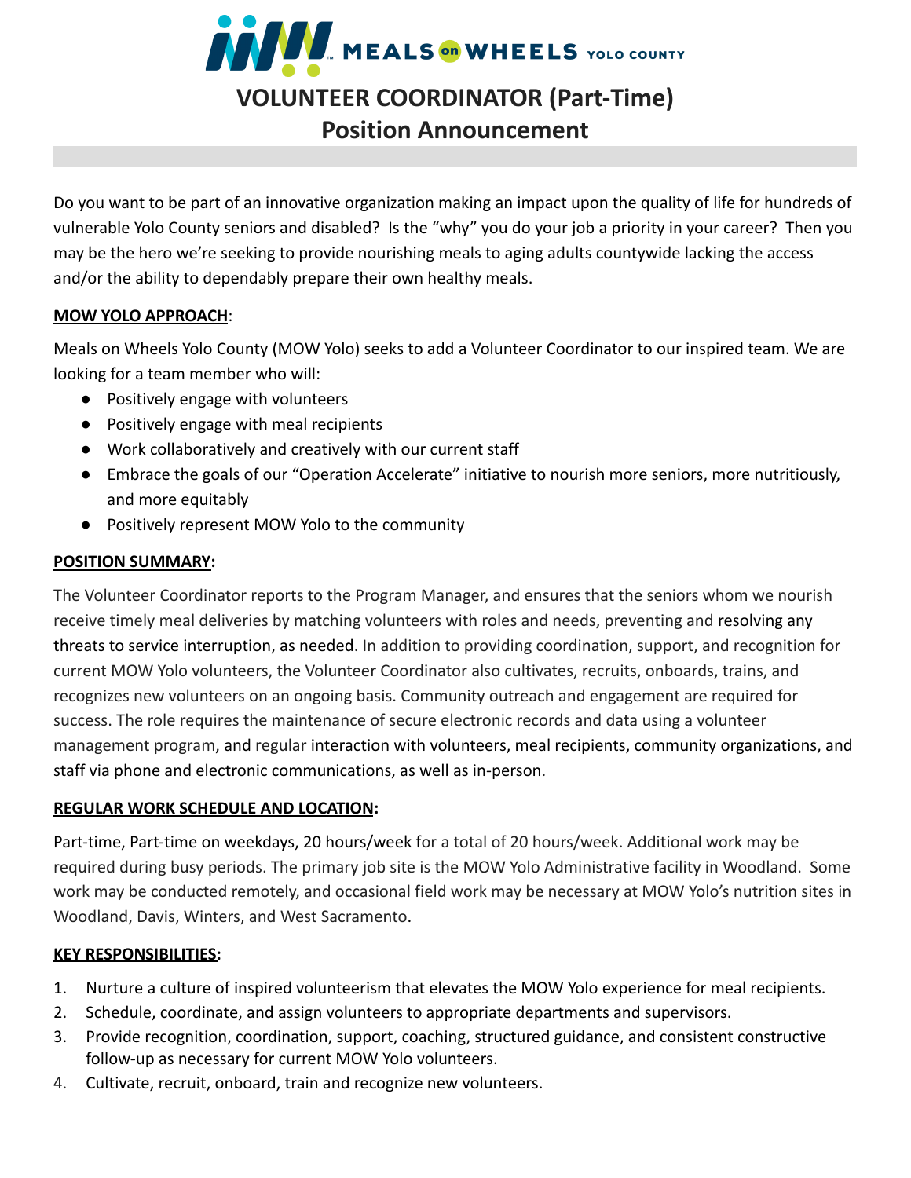MEALS on WHEELS YOLO COUNTY

# VOLUNTEER COORDINATOR (Part-Time)
# Position Announcement

Do you want to be part of an innovative organization making an impact upon the quality of life for hundreds of vulnerable Yolo County seniors and disabled? Is the "why" you do your job a priority in your career? Then you may be the hero we're seeking to provide nourishing meals to aging adults countywide lacking the access and/or the ability to dependably prepare their own healthy meals.

**MOW YOLO APPROACH**:

Meals on Wheels Yolo County (MOW Yolo) seeks to add a Volunteer Coordinator to our inspired team. We are looking for a team member who will:

- Positively engage with volunteers
- Positively engage with meal recipients
- Work collaboratively and creatively with our current staff
- Embrace the goals of our "Operation Accelerate" initiative to nourish more seniors, more nutritiously, and more equitably
- Positively represent MOW Yolo to the community

**POSITION SUMMARY:**

The Volunteer Coordinator reports to the Program Manager, and ensures that the seniors whom we nourish receive timely meal deliveries by matching volunteers with roles and needs, preventing and resolving any threats to service interruption, as needed. In addition to providing coordination, support, and recognition for current MOW Yolo volunteers, the Volunteer Coordinator also cultivates, recruits, onboards, trains, and recognizes new volunteers on an ongoing basis. Community outreach and engagement are required for success. The role requires the maintenance of secure electronic records and data using a volunteer management program, and regular interaction with volunteers, meal recipients, community organizations, and staff via phone and electronic communications, as well as in-person.

**REGULAR WORK SCHEDULE AND LOCATION:**

Part-time, Part-time on weekdays, 20 hours/week for a total of 20 hours/week. Additional work may be required during busy periods. The primary job site is the MOW Yolo Administrative facility in Woodland. Some work may be conducted remotely, and occasional field work may be necessary at MOW Yolo's nutrition sites in Woodland, Davis, Winters, and West Sacramento.

**KEY RESPONSIBILITIES:**

1. Nurture a culture of inspired volunteerism that elevates the MOW Yolo experience for meal recipients.
2. Schedule, coordinate, and assign volunteers to appropriate departments and supervisors.
3. Provide recognition, coordination, support, coaching, structured guidance, and consistent constructive follow-up as necessary for current MOW Yolo volunteers.
4. Cultivate, recruit, onboard, train and recognize new volunteers.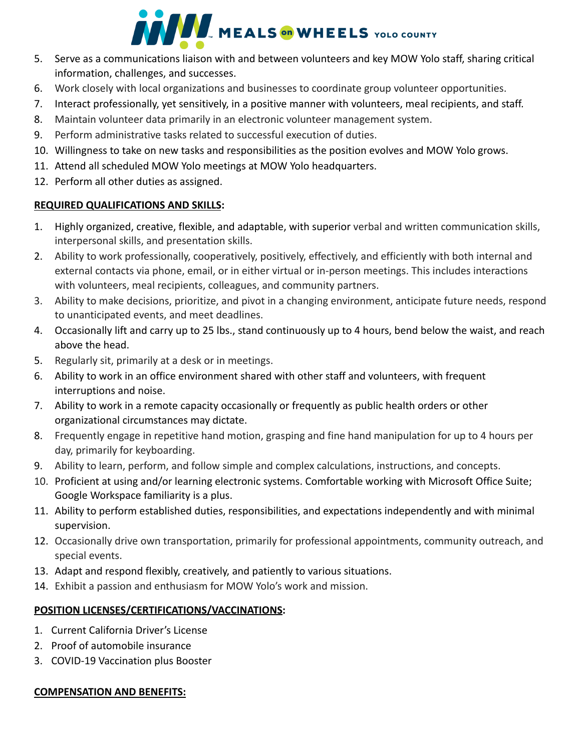5. Serve as a communications liaison with and between volunteers and key MOW Yolo staff, sharing critical information, challenges, and successes.
6. Work closely with local organizations and businesses to coordinate group volunteer opportunities.
7. Interact professionally, yet sensitively, in a positive manner with volunteers, meal recipients, and staff.
8. Maintain volunteer data primarily in an electronic volunteer management system.
9. Perform administrative tasks related to successful execution of duties.
10. Willingness to take on new tasks and responsibilities as the position evolves and MOW Yolo grows.
11. Attend all scheduled MOW Yolo meetings at MOW Yolo headquarters.
12. Perform all other duties as assigned.

**REQUIRED QUALIFICATIONS AND SKILLS:**

1. Highly organized, creative, flexible, and adaptable, with superior verbal and written communication skills, interpersonal skills, and presentation skills.
2. Ability to work professionally, cooperatively, positively, effectively, and efficiently with both internal and external contacts via phone, email, or in either virtual or in-person meetings. This includes interactions with volunteers, meal recipients, colleagues, and community partners.
3. Ability to make decisions, prioritize, and pivot in a changing environment, anticipate future needs, respond to unanticipated events, and meet deadlines.
4. Occasionally lift and carry up to 25 lbs., stand continuously up to 4 hours, bend below the waist, and reach above the head.
5. Regularly sit, primarily at a desk or in meetings.
6. Ability to work in an office environment shared with other staff and volunteers, with frequent interruptions and noise.
7. Ability to work in a remote capacity occasionally or frequently as public health orders or other organizational circumstances may dictate.
8. Frequently engage in repetitive hand motion, grasping and fine hand manipulation for up to 4 hours per day, primarily for keyboarding.
9. Ability to learn, perform, and follow simple and complex calculations, instructions, and concepts.
10. Proficient at using and/or learning electronic systems. Comfortable working with Microsoft Office Suite; Google Workspace familiarity is a plus.
11. Ability to perform established duties, responsibilities, and expectations independently and with minimal supervision.
12. Occasionally drive own transportation, primarily for professional appointments, community outreach, and special events.
13. Adapt and respond flexibly, creatively, and patiently to various situations.
14. Exhibit a passion and enthusiasm for MOW Yolo's work and mission.

**POSITION LICENSES/CERTIFICATIONS/VACCINATIONS:**

1. Current California Driver's License
2. Proof of automobile insurance
3. COVID-19 Vaccination plus Booster

**COMPENSATION AND BENEFITS:**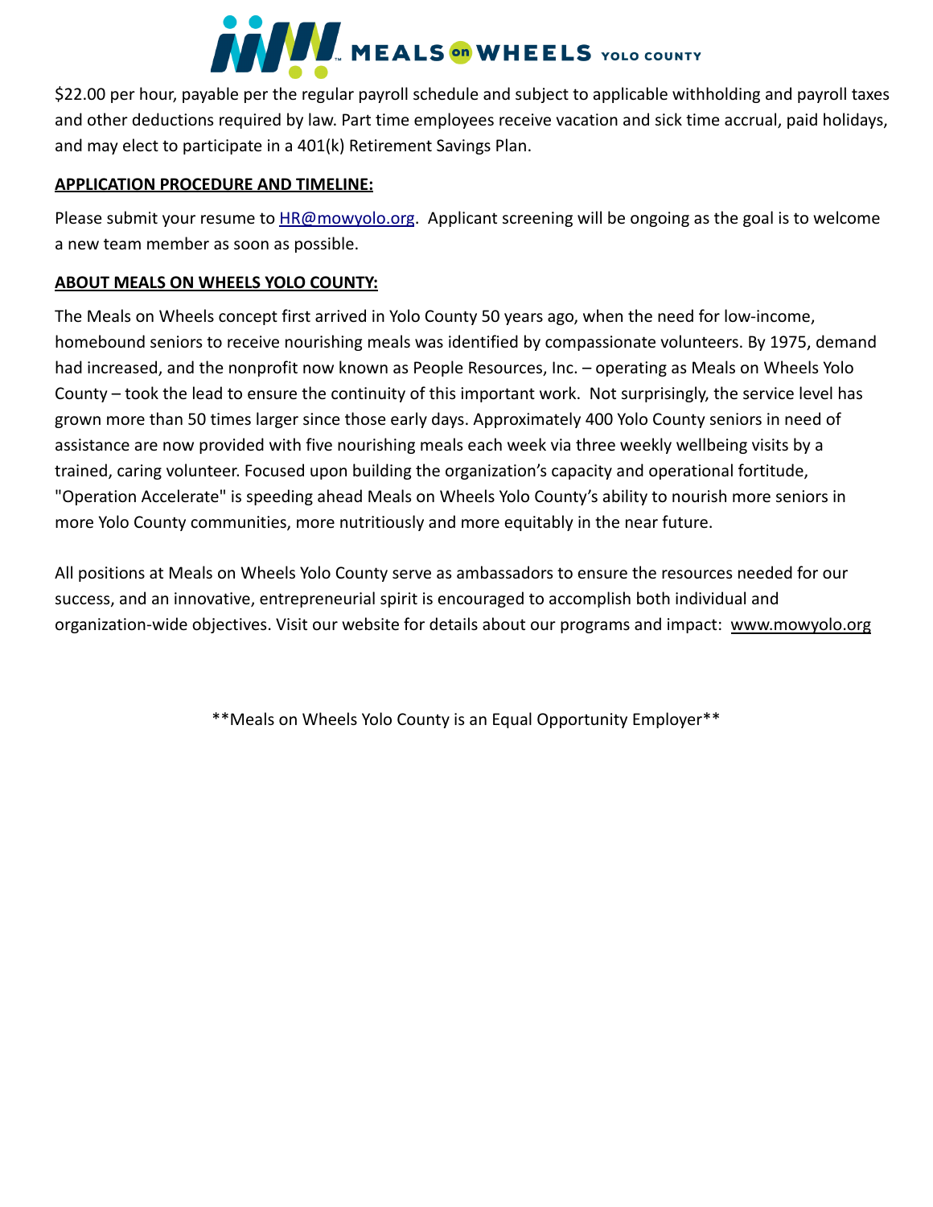$22.00 per hour, payable per the regular payroll schedule and subject to applicable withholding and payroll taxes and other deductions required by law. Part time employees receive vacation and sick time accrual, paid holidays, and may elect to participate in a 401(k) Retirement Savings Plan.

**APPLICATION PROCEDURE AND TIMELINE:**

Please submit your resume to HR@mowyolo.org. Applicant screening will be ongoing as the goal is to welcome a new team member as soon as possible.

**ABOUT MEALS ON WHEELS YOLO COUNTY:**

The Meals on Wheels concept first arrived in Yolo County 50 years ago, when the need for low-income, homebound seniors to receive nourishing meals was identified by compassionate volunteers. By 1975, demand had increased, and the nonprofit now known as People Resources, Inc. – operating as Meals on Wheels Yolo County – took the lead to ensure the continuity of this important work. Not surprisingly, the service level has grown more than 50 times larger since those early days. Approximately 400 Yolo County seniors in need of assistance are now provided with five nourishing meals each week via three weekly wellbeing visits by a trained, caring volunteer. Focused upon building the organization's capacity and operational fortitude, "Operation Accelerate" is speeding ahead Meals on Wheels Yolo County's ability to nourish more seniors in more Yolo County communities, more nutritiously and more equitably in the near future.

All positions at Meals on Wheels Yolo County serve as ambassadors to ensure the resources needed for our success, and an innovative, entrepreneurial spirit is encouraged to accomplish both individual and organization-wide objectives. Visit our website for details about our programs and impact: www.mowyolo.org

**Meals on Wheels Yolo County is an Equal Opportunity Employer**